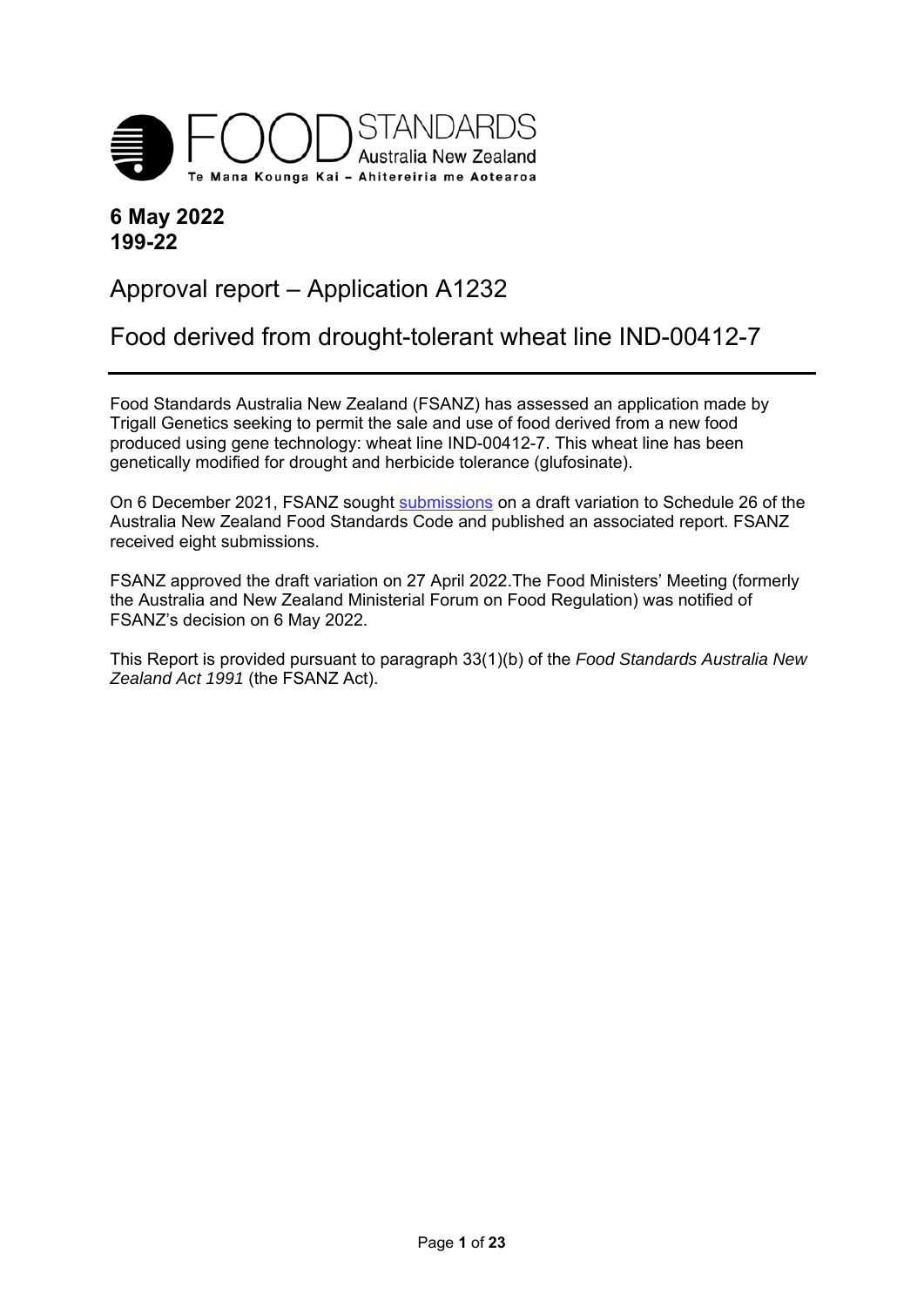FOOD STANDARDS Australia New Zealand
Te Mana Kounga Kai – Ahitereiria me Aotearoa

**6 May 2022**
**199-22**

# Approval report – Application A1232

# Food derived from drought-tolerant wheat line IND-00412-7

Food Standards Australia New Zealand (FSANZ) has assessed an application made by Trigall Genetics seeking to permit the sale and use of food derived from a new food produced using gene technology: wheat line IND-00412-7. This wheat line has been genetically modified for drought and herbicide tolerance (glufosinate).

On 6 December 2021, FSANZ sought submissions on a draft variation to Schedule 26 of the Australia New Zealand Food Standards Code and published an associated report. FSANZ received eight submissions.

FSANZ approved the draft variation on 27 April 2022.The Food Ministers' Meeting (formerly the Australia and New Zealand Ministerial Forum on Food Regulation) was notified of FSANZ's decision on 6 May 2022.

This Report is provided pursuant to paragraph 33(1)(b) of the *Food Standards Australia New Zealand Act 1991* (the FSANZ Act).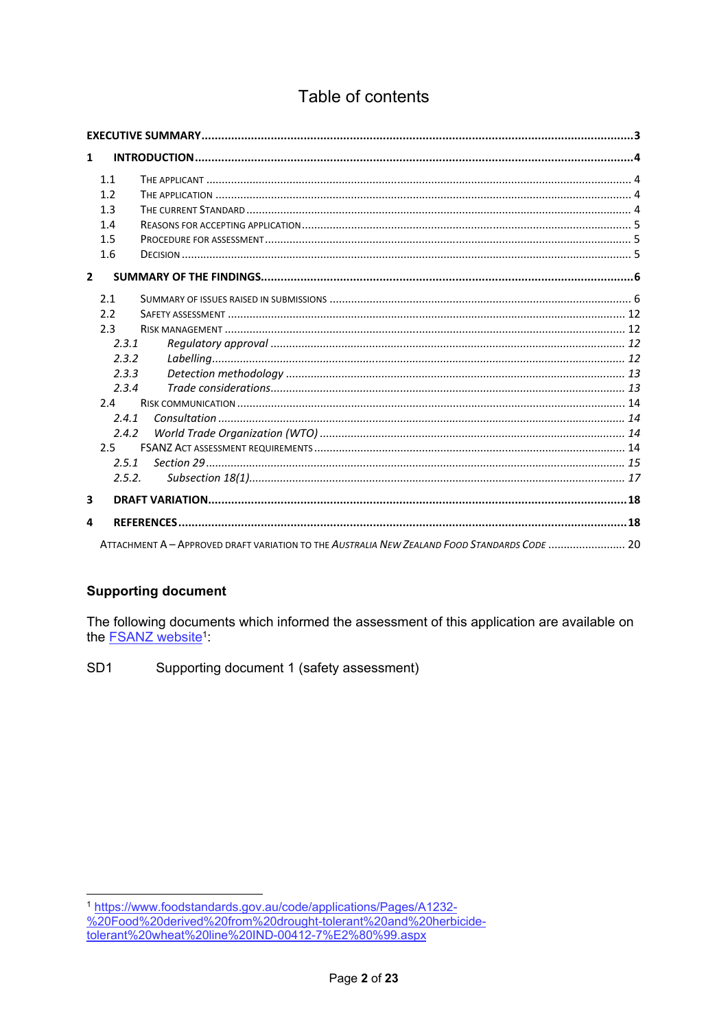# Table of contents

**EXECUTIVE SUMMARY** .......... **3**

**1 INTRODUCTION** .......... **4**

- 1.1 THE APPLICANT .......... 4
- 1.2 THE APPLICATION .......... 4
- 1.3 THE CURRENT STANDARD .......... 4
- 1.4 REASONS FOR ACCEPTING APPLICATION .......... 5
- 1.5 PROCEDURE FOR ASSESSMENT .......... 5
- 1.6 DECISION .......... 5

**2 SUMMARY OF THE FINDINGS** .......... **6**

- 2.1 SUMMARY OF ISSUES RAISED IN SUBMISSIONS .......... 6
- 2.2 SAFETY ASSESSMENT .......... 12
- 2.3 RISK MANAGEMENT .......... 12
  - *2.3.1 Regulatory approval* .......... *12*
  - *2.3.2 Labelling* .......... *12*
  - *2.3.3 Detection methodology* .......... *13*
  - *2.3.4 Trade considerations* .......... *13*
- 2.4 RISK COMMUNICATION .......... 14
  - *2.4.1 Consultation* .......... *14*
  - *2.4.2 World Trade Organization (WTO)* .......... *14*
- 2.5 FSANZ ACT ASSESSMENT REQUIREMENTS .......... 14
  - *2.5.1 Section 29* .......... *15*
  - *2.5.2. Subsection 18(1)* .......... *17*

**3 DRAFT VARIATION** .......... **18**

**4 REFERENCES** .......... **18**

ATTACHMENT A – APPROVED DRAFT VARIATION TO THE *AUSTRALIA NEW ZEALAND FOOD STANDARDS CODE* .......... 20

## Supporting document

The following documents which informed the assessment of this application are available on the FSANZ website[1]:

SD1 Supporting document 1 (safety assessment)

---

[1] https://www.foodstandards.gov.au/code/applications/Pages/A1232-%20Food%20derived%20from%20drought-tolerant%20and%20herbicide-tolerant%20wheat%20line%20IND-00412-7%E2%80%99.aspx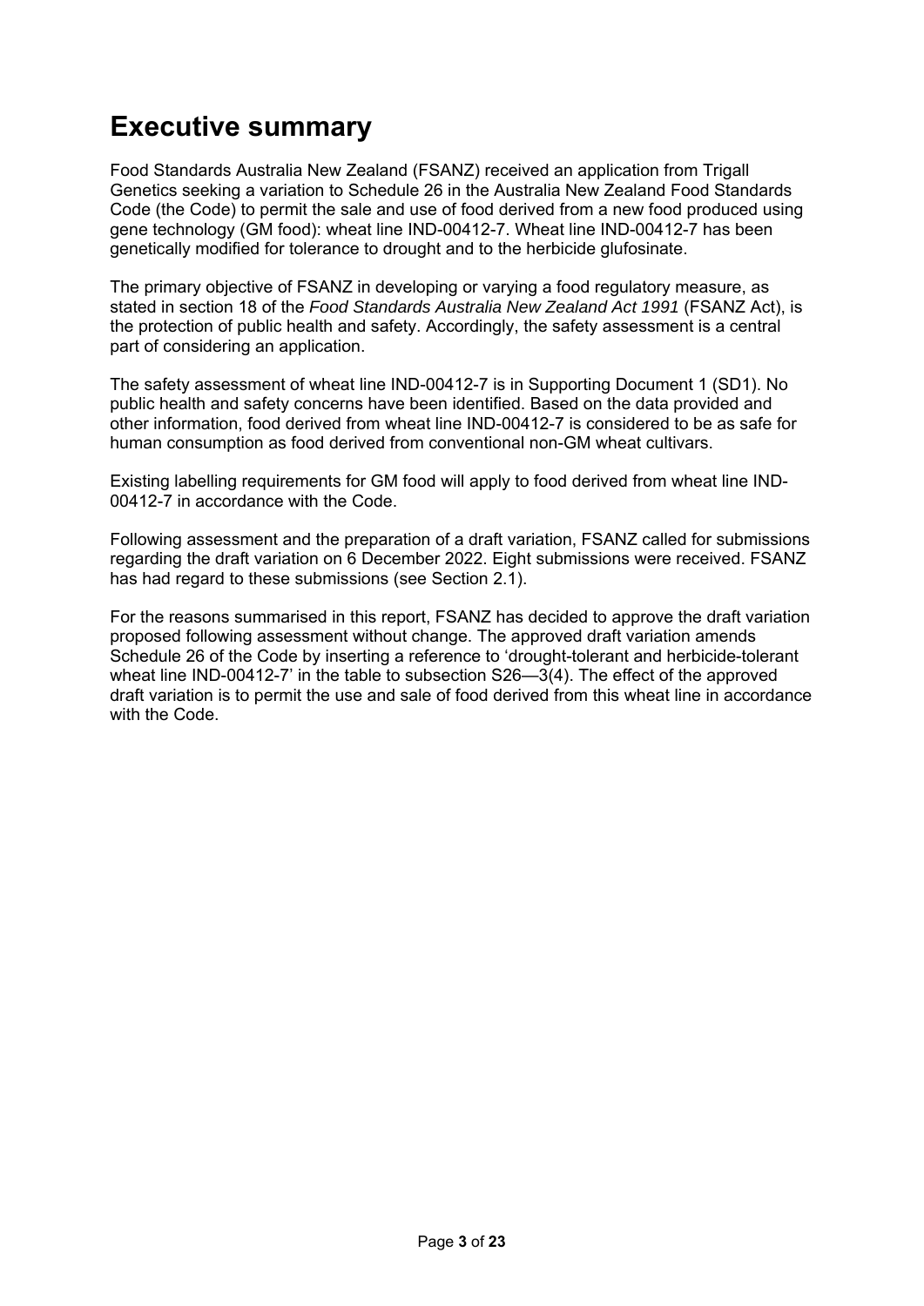# Executive summary

Food Standards Australia New Zealand (FSANZ) received an application from Trigall Genetics seeking a variation to Schedule 26 in the Australia New Zealand Food Standards Code (the Code) to permit the sale and use of food derived from a new food produced using gene technology (GM food): wheat line IND-00412-7. Wheat line IND-00412-7 has been genetically modified for tolerance to drought and to the herbicide glufosinate.

The primary objective of FSANZ in developing or varying a food regulatory measure, as stated in section 18 of the *Food Standards Australia New Zealand Act 1991* (FSANZ Act), is the protection of public health and safety. Accordingly, the safety assessment is a central part of considering an application.

The safety assessment of wheat line IND-00412-7 is in Supporting Document 1 (SD1). No public health and safety concerns have been identified. Based on the data provided and other information, food derived from wheat line IND-00412-7 is considered to be as safe for human consumption as food derived from conventional non-GM wheat cultivars.

Existing labelling requirements for GM food will apply to food derived from wheat line IND-00412-7 in accordance with the Code.

Following assessment and the preparation of a draft variation, FSANZ called for submissions regarding the draft variation on 6 December 2022. Eight submissions were received. FSANZ has had regard to these submissions (see Section 2.1).

For the reasons summarised in this report, FSANZ has decided to approve the draft variation proposed following assessment without change. The approved draft variation amends Schedule 26 of the Code by inserting a reference to 'drought-tolerant and herbicide-tolerant wheat line IND-00412-7' in the table to subsection S26—3(4). The effect of the approved draft variation is to permit the use and sale of food derived from this wheat line in accordance with the Code.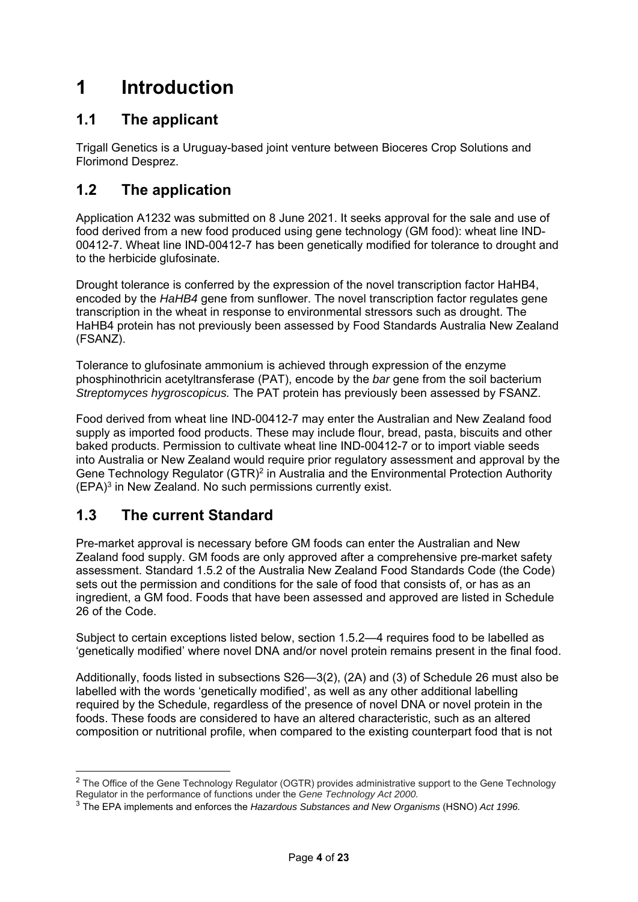# 1 Introduction

## 1.1 The applicant

Trigall Genetics is a Uruguay-based joint venture between Bioceres Crop Solutions and Florimond Desprez.

## 1.2 The application

Application A1232 was submitted on 8 June 2021. It seeks approval for the sale and use of food derived from a new food produced using gene technology (GM food): wheat line IND-00412-7. Wheat line IND-00412-7 has been genetically modified for tolerance to drought and to the herbicide glufosinate.

Drought tolerance is conferred by the expression of the novel transcription factor HaHB4, encoded by the *HaHB4* gene from sunflower. The novel transcription factor regulates gene transcription in the wheat in response to environmental stressors such as drought. The HaHB4 protein has not previously been assessed by Food Standards Australia New Zealand (FSANZ).

Tolerance to glufosinate ammonium is achieved through expression of the enzyme phosphinothricin acetyltransferase (PAT), encode by the *bar* gene from the soil bacterium *Streptomyces hygroscopicus.* The PAT protein has previously been assessed by FSANZ.

Food derived from wheat line IND-00412-7 may enter the Australian and New Zealand food supply as imported food products. These may include flour, bread, pasta, biscuits and other baked products. Permission to cultivate wheat line IND-00412-7 or to import viable seeds into Australia or New Zealand would require prior regulatory assessment and approval by the Gene Technology Regulator (GTR)[2] in Australia and the Environmental Protection Authority (EPA)[3] in New Zealand. No such permissions currently exist.

## 1.3 The current Standard

Pre-market approval is necessary before GM foods can enter the Australian and New Zealand food supply. GM foods are only approved after a comprehensive pre-market safety assessment. Standard 1.5.2 of the Australia New Zealand Food Standards Code (the Code) sets out the permission and conditions for the sale of food that consists of, or has as an ingredient, a GM food. Foods that have been assessed and approved are listed in Schedule 26 of the Code.

Subject to certain exceptions listed below, section 1.5.2—4 requires food to be labelled as 'genetically modified' where novel DNA and/or novel protein remains present in the final food.

Additionally, foods listed in subsections S26—3(2), (2A) and (3) of Schedule 26 must also be labelled with the words 'genetically modified', as well as any other additional labelling required by the Schedule, regardless of the presence of novel DNA or novel protein in the foods. These foods are considered to have an altered characteristic, such as an altered composition or nutritional profile, when compared to the existing counterpart food that is not

---

[2] The Office of the Gene Technology Regulator (OGTR) provides administrative support to the Gene Technology Regulator in the performance of functions under the *Gene Technology Act 2000.*

[3] The EPA implements and enforces the *Hazardous Substances and New Organisms* (HSNO) *Act 1996.*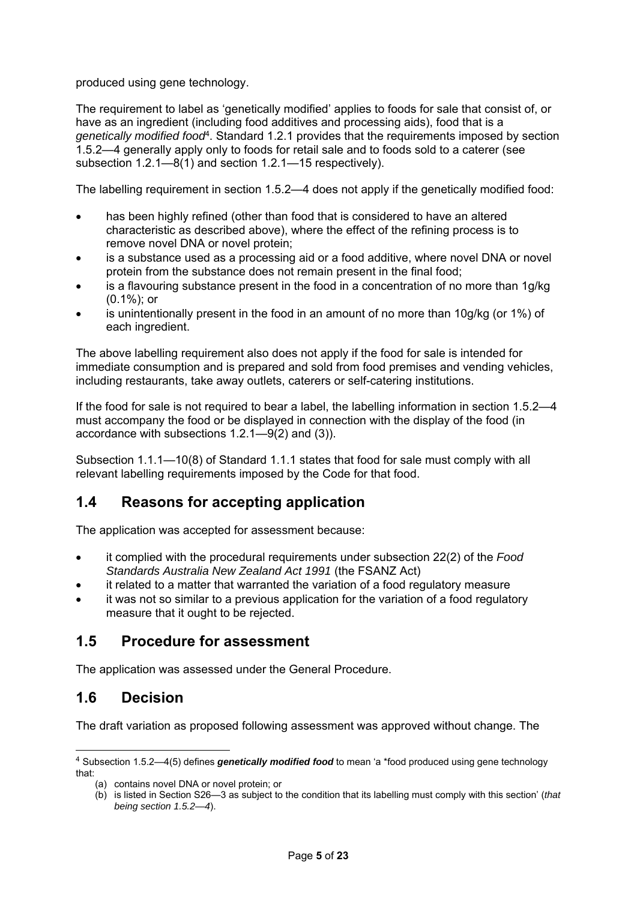produced using gene technology.

The requirement to label as 'genetically modified' applies to foods for sale that consist of, or have as an ingredient (including food additives and processing aids), food that is a *genetically modified food*[4]. Standard 1.2.1 provides that the requirements imposed by section 1.5.2—4 generally apply only to foods for retail sale and to foods sold to a caterer (see subsection 1.2.1—8(1) and section 1.2.1—15 respectively).

The labelling requirement in section 1.5.2—4 does not apply if the genetically modified food:

- has been highly refined (other than food that is considered to have an altered characteristic as described above), where the effect of the refining process is to remove novel DNA or novel protein;
- is a substance used as a processing aid or a food additive, where novel DNA or novel protein from the substance does not remain present in the final food;
- is a flavouring substance present in the food in a concentration of no more than 1g/kg (0.1%); or
- is unintentionally present in the food in an amount of no more than 10g/kg (or 1%) of each ingredient.

The above labelling requirement also does not apply if the food for sale is intended for immediate consumption and is prepared and sold from food premises and vending vehicles, including restaurants, take away outlets, caterers or self-catering institutions.

If the food for sale is not required to bear a label, the labelling information in section 1.5.2—4 must accompany the food or be displayed in connection with the display of the food (in accordance with subsections 1.2.1—9(2) and (3)).

Subsection 1.1.1—10(8) of Standard 1.1.1 states that food for sale must comply with all relevant labelling requirements imposed by the Code for that food.

## 1.4 Reasons for accepting application

The application was accepted for assessment because:

- it complied with the procedural requirements under subsection 22(2) of the *Food Standards Australia New Zealand Act 1991* (the FSANZ Act)
- it related to a matter that warranted the variation of a food regulatory measure
- it was not so similar to a previous application for the variation of a food regulatory measure that it ought to be rejected.

## 1.5 Procedure for assessment

The application was assessed under the General Procedure.

## 1.6 Decision

The draft variation as proposed following assessment was approved without change. The

---

[4] Subsection 1.5.2—4(5) defines ***genetically modified food*** to mean 'a *food produced using gene technology that:

(a) contains novel DNA or novel protein; or

(b) is listed in Section S26—3 as subject to the condition that its labelling must comply with this section' (*that being section 1.5.2—4*).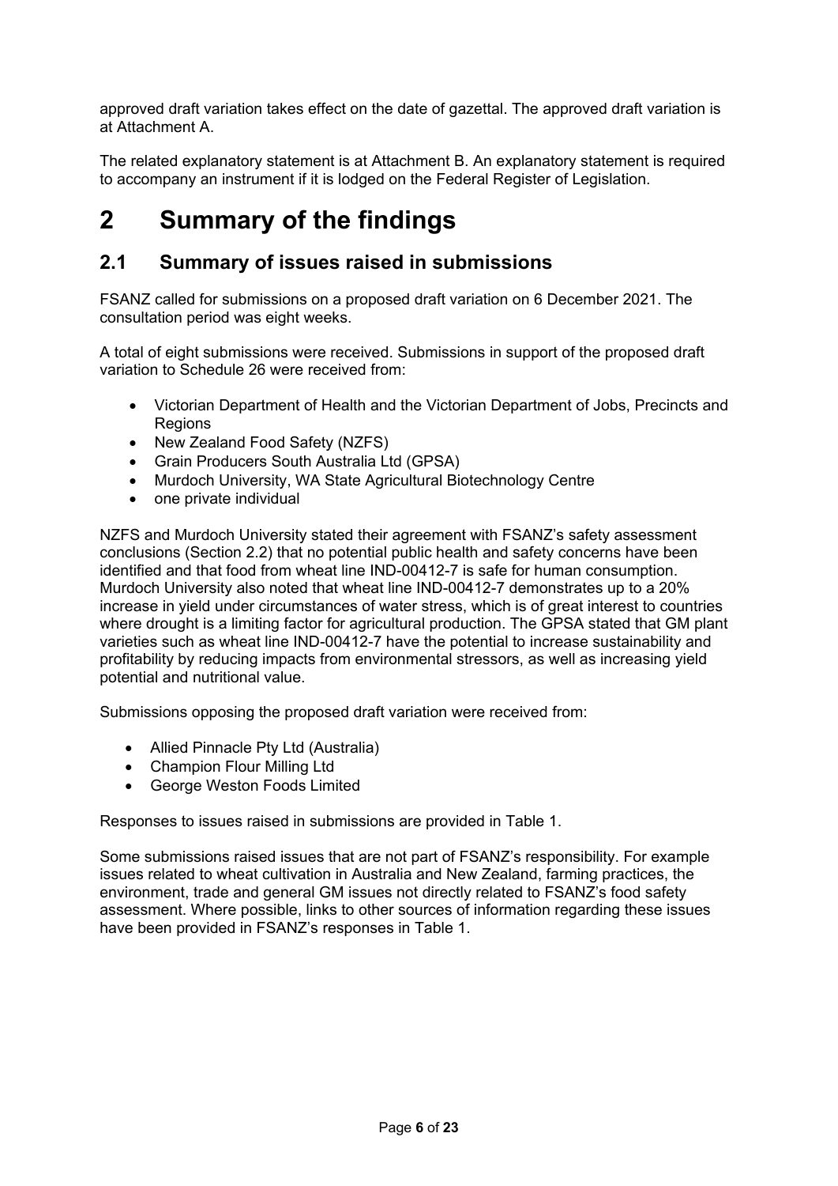approved draft variation takes effect on the date of gazettal. The approved draft variation is at Attachment A.

The related explanatory statement is at Attachment B. An explanatory statement is required to accompany an instrument if it is lodged on the Federal Register of Legislation.

# 2 Summary of the findings

## 2.1 Summary of issues raised in submissions

FSANZ called for submissions on a proposed draft variation on 6 December 2021. The consultation period was eight weeks.

A total of eight submissions were received. Submissions in support of the proposed draft variation to Schedule 26 were received from:

- Victorian Department of Health and the Victorian Department of Jobs, Precincts and Regions
- New Zealand Food Safety (NZFS)
- Grain Producers South Australia Ltd (GPSA)
- Murdoch University, WA State Agricultural Biotechnology Centre
- one private individual

NZFS and Murdoch University stated their agreement with FSANZ's safety assessment conclusions (Section 2.2) that no potential public health and safety concerns have been identified and that food from wheat line IND-00412-7 is safe for human consumption. Murdoch University also noted that wheat line IND-00412-7 demonstrates up to a 20% increase in yield under circumstances of water stress, which is of great interest to countries where drought is a limiting factor for agricultural production. The GPSA stated that GM plant varieties such as wheat line IND-00412-7 have the potential to increase sustainability and profitability by reducing impacts from environmental stressors, as well as increasing yield potential and nutritional value.

Submissions opposing the proposed draft variation were received from:

- Allied Pinnacle Pty Ltd (Australia)
- Champion Flour Milling Ltd
- George Weston Foods Limited

Responses to issues raised in submissions are provided in Table 1.

Some submissions raised issues that are not part of FSANZ's responsibility. For example issues related to wheat cultivation in Australia and New Zealand, farming practices, the environment, trade and general GM issues not directly related to FSANZ's food safety assessment. Where possible, links to other sources of information regarding these issues have been provided in FSANZ's responses in Table 1.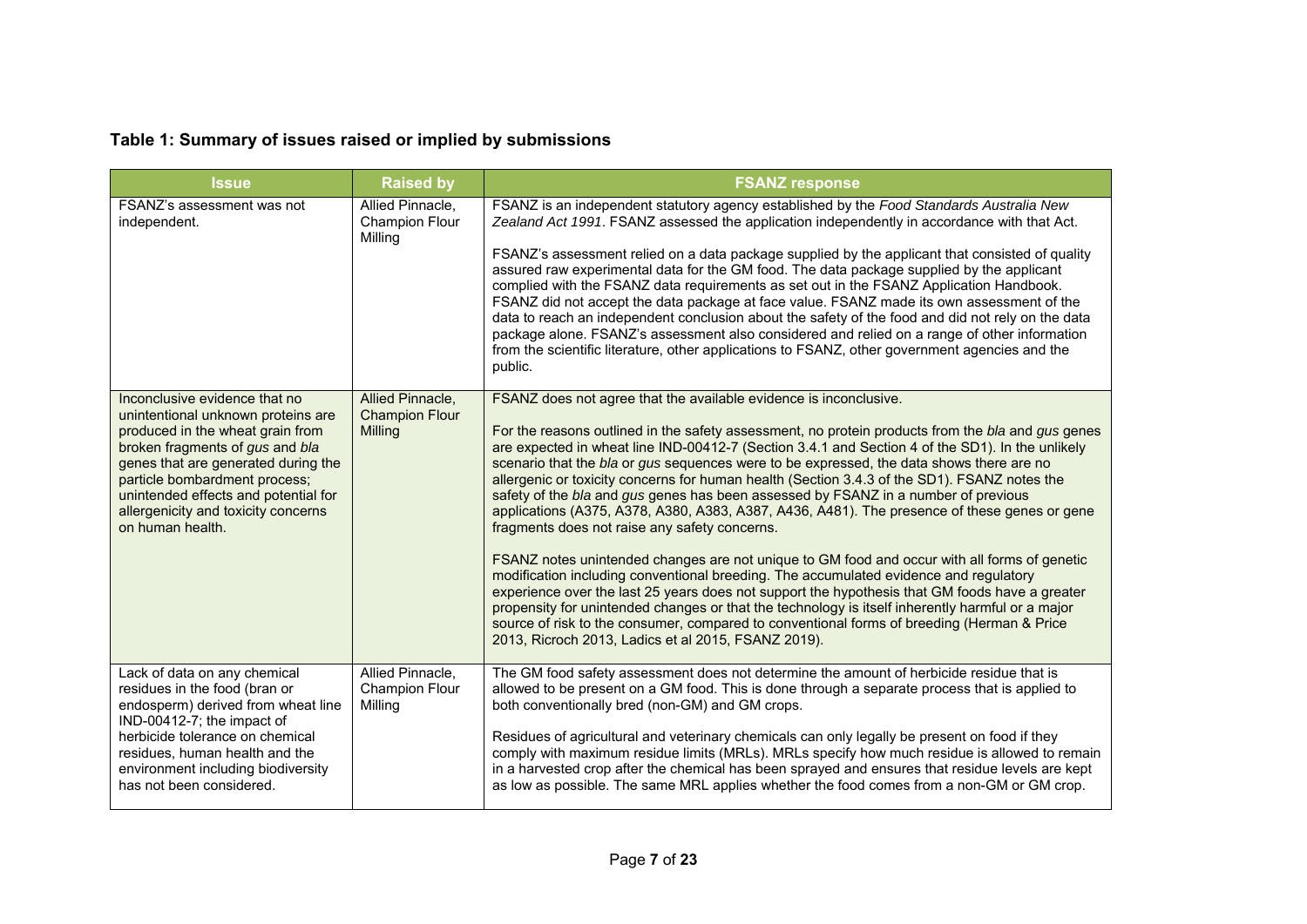### Table 1: Summary of issues raised or implied by submissions

| Issue | Raised by | FSANZ response |
|---|---|---|
| FSANZ's assessment was not independent. | Allied Pinnacle, Champion Flour Milling | FSANZ is an independent statutory agency established by the *Food Standards Australia New Zealand Act 1991*. FSANZ assessed the application independently in accordance with that Act.<br><br>FSANZ's assessment relied on a data package supplied by the applicant that consisted of quality assured raw experimental data for the GM food. The data package supplied by the applicant complied with the FSANZ data requirements as set out in the FSANZ Application Handbook. FSANZ did not accept the data package at face value. FSANZ made its own assessment of the data to reach an independent conclusion about the safety of the food and did not rely on the data package alone. FSANZ's assessment also considered and relied on a range of other information from the scientific literature, other applications to FSANZ, other government agencies and the public. |
| Inconclusive evidence that no unintentional unknown proteins are produced in the wheat grain from broken fragments of *gus* and *bla* genes that are generated during the particle bombardment process; unintended effects and potential for allergenicity and toxicity concerns on human health. | Allied Pinnacle, Champion Flour Milling | FSANZ does not agree that the available evidence is inconclusive.<br><br>For the reasons outlined in the safety assessment, no protein products from the *bla* and *gus* genes are expected in wheat line IND-00412-7 (Section 3.4.1 and Section 4 of the SD1). In the unlikely scenario that the *bla* or *gus* sequences were to be expressed, the data shows there are no allergenic or toxicity concerns for human health (Section 3.4.3 of the SD1). FSANZ notes the safety of the *bla* and *gus* genes has been assessed by FSANZ in a number of previous applications (A375, A378, A380, A383, A387, A436, A481). The presence of these genes or gene fragments does not raise any safety concerns.<br><br>FSANZ notes unintended changes are not unique to GM food and occur with all forms of genetic modification including conventional breeding. The accumulated evidence and regulatory experience over the last 25 years does not support the hypothesis that GM foods have a greater propensity for unintended changes or that the technology is itself inherently harmful or a major source of risk to the consumer, compared to conventional forms of breeding (Herman & Price 2013, Ricroch 2013, Ladics et al 2015, FSANZ 2019). |
| Lack of data on any chemical residues in the food (bran or endosperm) derived from wheat line IND-00412-7; the impact of herbicide tolerance on chemical residues, human health and the environment including biodiversity has not been considered. | Allied Pinnacle, Champion Flour Milling | The GM food safety assessment does not determine the amount of herbicide residue that is allowed to be present on a GM food. This is done through a separate process that is applied to both conventionally bred (non-GM) and GM crops.<br><br>Residues of agricultural and veterinary chemicals can only legally be present on food if they comply with maximum residue limits (MRLs). MRLs specify how much residue is allowed to remain in a harvested crop after the chemical has been sprayed and ensures that residue levels are kept as low as possible. The same MRL applies whether the food comes from a non-GM or GM crop. |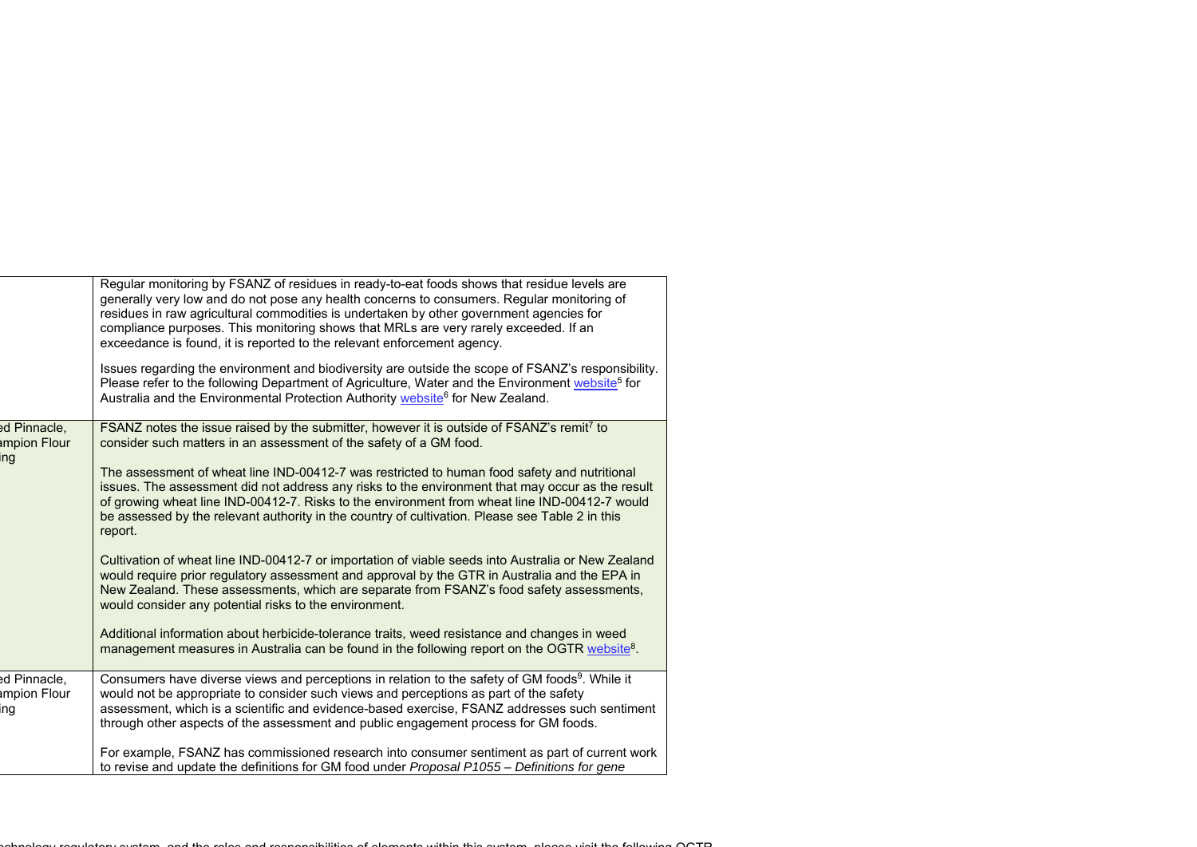| | |
|---|---|
| | Regular monitoring by FSANZ of residues in ready-to-eat foods shows that residue levels are generally very low and do not pose any health concerns to consumers. Regular monitoring of residues in raw agricultural commodities is undertaken by other government agencies for compliance purposes. This monitoring shows that MRLs are very rarely exceeded. If an exceedance is found, it is reported to the relevant enforcement agency.<br><br>Issues regarding the environment and biodiversity are outside the scope of FSANZ's responsibility. Please refer to the following Department of Agriculture, Water and the Environment website[5] for Australia and the Environmental Protection Authority website[6] for New Zealand. |
| ed Pinnacle, ampion Flour ing | FSANZ notes the issue raised by the submitter, however it is outside of FSANZ's remit[7] to consider such matters in an assessment of the safety of a GM food.<br><br>The assessment of wheat line IND-00412-7 was restricted to human food safety and nutritional issues. The assessment did not address any risks to the environment that may occur as the result of growing wheat line IND-00412-7. Risks to the environment from wheat line IND-00412-7 would be assessed by the relevant authority in the country of cultivation. Please see Table 2 in this report.<br><br>Cultivation of wheat line IND-00412-7 or importation of viable seeds into Australia or New Zealand would require prior regulatory assessment and approval by the GTR in Australia and the EPA in New Zealand. These assessments, which are separate from FSANZ's food safety assessments, would consider any potential risks to the environment.<br><br>Additional information about herbicide-tolerance traits, weed resistance and changes in weed management measures in Australia can be found in the following report on the OGTR website[8]. |
| ed Pinnacle, ampion Flour ing | Consumers have diverse views and perceptions in relation to the safety of GM foods[9]. While it would not be appropriate to consider such views and perceptions as part of the safety assessment, which is a scientific and evidence-based exercise, FSANZ addresses such sentiment through other aspects of the assessment and public engagement process for GM foods.<br><br>For example, FSANZ has commissioned research into consumer sentiment as part of current work to revise and update the definitions for GM food under *Proposal P1055 – Definitions for gene* |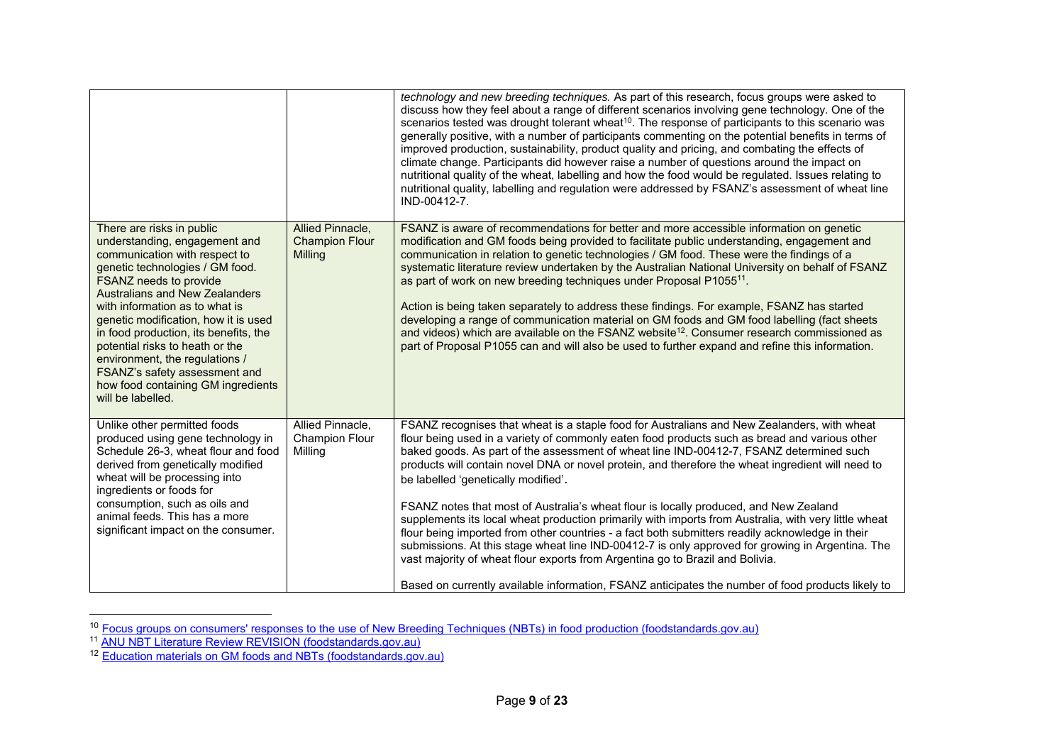| | | |
|---|---|---|
| | | *technology and new breeding techniques.* As part of this research, focus groups were asked to discuss how they feel about a range of different scenarios involving gene technology. One of the scenarios tested was drought tolerant wheat[10]. The response of participants to this scenario was generally positive, with a number of participants commenting on the potential benefits in terms of improved production, sustainability, product quality and pricing, and combating the effects of climate change. Participants did however raise a number of questions around the impact on nutritional quality of the wheat, labelling and how the food would be regulated. Issues relating to nutritional quality, labelling and regulation were addressed by FSANZ's assessment of wheat line IND-00412-7. |
| There are risks in public understanding, engagement and communication with respect to genetic technologies / GM food. FSANZ needs to provide Australians and New Zealanders with information as to what is genetic modification, how it is used in food production, its benefits, the potential risks to heath or the environment, the regulations / FSANZ's safety assessment and how food containing GM ingredients will be labelled. | Allied Pinnacle, Champion Flour Milling | FSANZ is aware of recommendations for better and more accessible information on genetic modification and GM foods being provided to facilitate public understanding, engagement and communication in relation to genetic technologies / GM food. These were the findings of a systematic literature review undertaken by the Australian National University on behalf of FSANZ as part of work on new breeding techniques under Proposal P1055[11].<br><br>Action is being taken separately to address these findings. For example, FSANZ has started developing a range of communication material on GM foods and GM food labelling (fact sheets and videos) which are available on the FSANZ website[12]. Consumer research commissioned as part of Proposal P1055 can and will also be used to further expand and refine this information. |
| Unlike other permitted foods produced using gene technology in Schedule 26-3, wheat flour and food derived from genetically modified wheat will be processing into ingredients or foods for consumption, such as oils and animal feeds. This has a more significant impact on the consumer. | Allied Pinnacle, Champion Flour Milling | FSANZ recognises that wheat is a staple food for Australians and New Zealanders, with wheat flour being used in a variety of commonly eaten food products such as bread and various other baked goods. As part of the assessment of wheat line IND-00412-7, FSANZ determined such products will contain novel DNA or novel protein, and therefore the wheat ingredient will need to be labelled 'genetically modified'.<br><br>FSANZ notes that most of Australia's wheat flour is locally produced, and New Zealand supplements its local wheat production primarily with imports from Australia, with very little wheat flour being imported from other countries - a fact both submitters readily acknowledge in their submissions. At this stage wheat line IND-00412-7 is only approved for growing in Argentina. The vast majority of wheat flour exports from Argentina go to Brazil and Bolivia.<br><br>Based on currently available information, FSANZ anticipates the number of food products likely to |

[10] Focus groups on consumers' responses to the use of New Breeding Techniques (NBTs) in food production (foodstandards.gov.au)

[11] ANU NBT Literature Review REVISION (foodstandards.gov.au)

[12] Education materials on GM foods and NBTs (foodstandards.gov.au)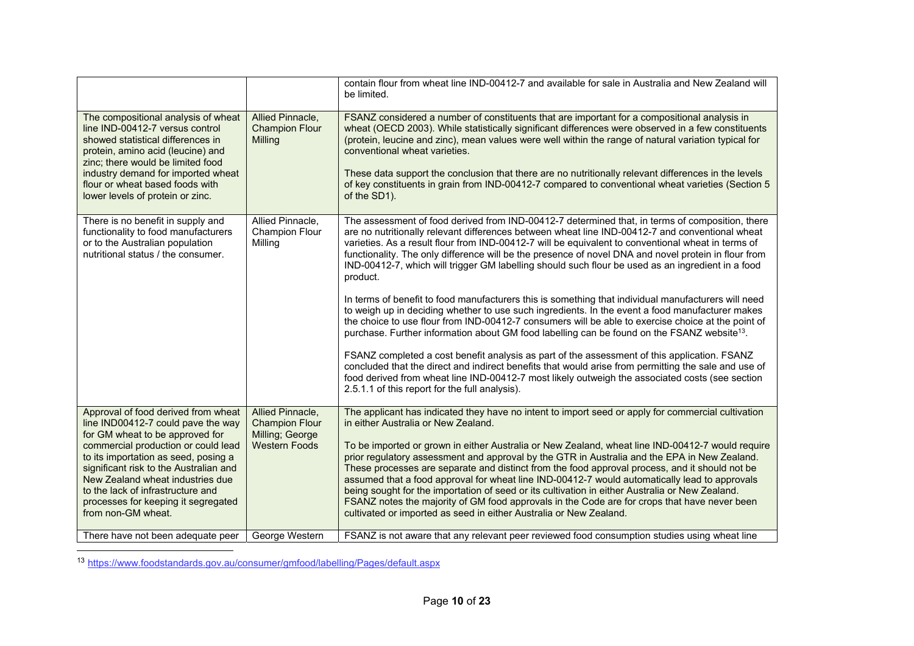|  |  |  |
|---|---|---|
|  |  | contain flour from wheat line IND-00412-7 and available for sale in Australia and New Zealand will be limited. |
| The compositional analysis of wheat line IND-00412-7 versus control showed statistical differences in protein, amino acid (leucine) and zinc; there would be limited food industry demand for imported wheat flour or wheat based foods with lower levels of protein or zinc. | Allied Pinnacle, Champion Flour Milling | FSANZ considered a number of constituents that are important for a compositional analysis in wheat (OECD 2003). While statistically significant differences were observed in a few constituents (protein, leucine and zinc), mean values were well within the range of natural variation typical for conventional wheat varieties.<br><br>These data support the conclusion that there are no nutritionally relevant differences in the levels of key constituents in grain from IND-00412-7 compared to conventional wheat varieties (Section 5 of the SD1). |
| There is no benefit in supply and functionality to food manufacturers or to the Australian population nutritional status / the consumer. | Allied Pinnacle, Champion Flour Milling | The assessment of food derived from IND-00412-7 determined that, in terms of composition, there are no nutritionally relevant differences between wheat line IND-00412-7 and conventional wheat varieties. As a result flour from IND-00412-7 will be equivalent to conventional wheat in terms of functionality. The only difference will be the presence of novel DNA and novel protein in flour from IND-00412-7, which will trigger GM labelling should such flour be used as an ingredient in a food product.<br><br>In terms of benefit to food manufacturers this is something that individual manufacturers will need to weigh up in deciding whether to use such ingredients. In the event a food manufacturer makes the choice to use flour from IND-00412-7 consumers will be able to exercise choice at the point of purchase. Further information about GM food labelling can be found on the FSANZ website[13].<br><br>FSANZ completed a cost benefit analysis as part of the assessment of this application. FSANZ concluded that the direct and indirect benefits that would arise from permitting the sale and use of food derived from wheat line IND-00412-7 most likely outweigh the associated costs (see section 2.5.1.1 of this report for the full analysis). |
| Approval of food derived from wheat line IND00412-7 could pave the way for GM wheat to be approved for commercial production or could lead to its importation as seed, posing a significant risk to the Australian and New Zealand wheat industries due to the lack of infrastructure and processes for keeping it segregated from non-GM wheat. | Allied Pinnacle, Champion Flour Milling; George Western Foods | The applicant has indicated they have no intent to import seed or apply for commercial cultivation in either Australia or New Zealand.<br><br>To be imported or grown in either Australia or New Zealand, wheat line IND-00412-7 would require prior regulatory assessment and approval by the GTR in Australia and the EPA in New Zealand. These processes are separate and distinct from the food approval process, and it should not be assumed that a food approval for wheat line IND-00412-7 would automatically lead to approvals being sought for the importation of seed or its cultivation in either Australia or New Zealand. FSANZ notes the majority of GM food approvals in the Code are for crops that have never been cultivated or imported as seed in either Australia or New Zealand. |
| There have not been adequate peer | George Western | FSANZ is not aware that any relevant peer reviewed food consumption studies using wheat line |

[13] https://www.foodstandards.gov.au/consumer/gmfood/labelling/Pages/default.aspx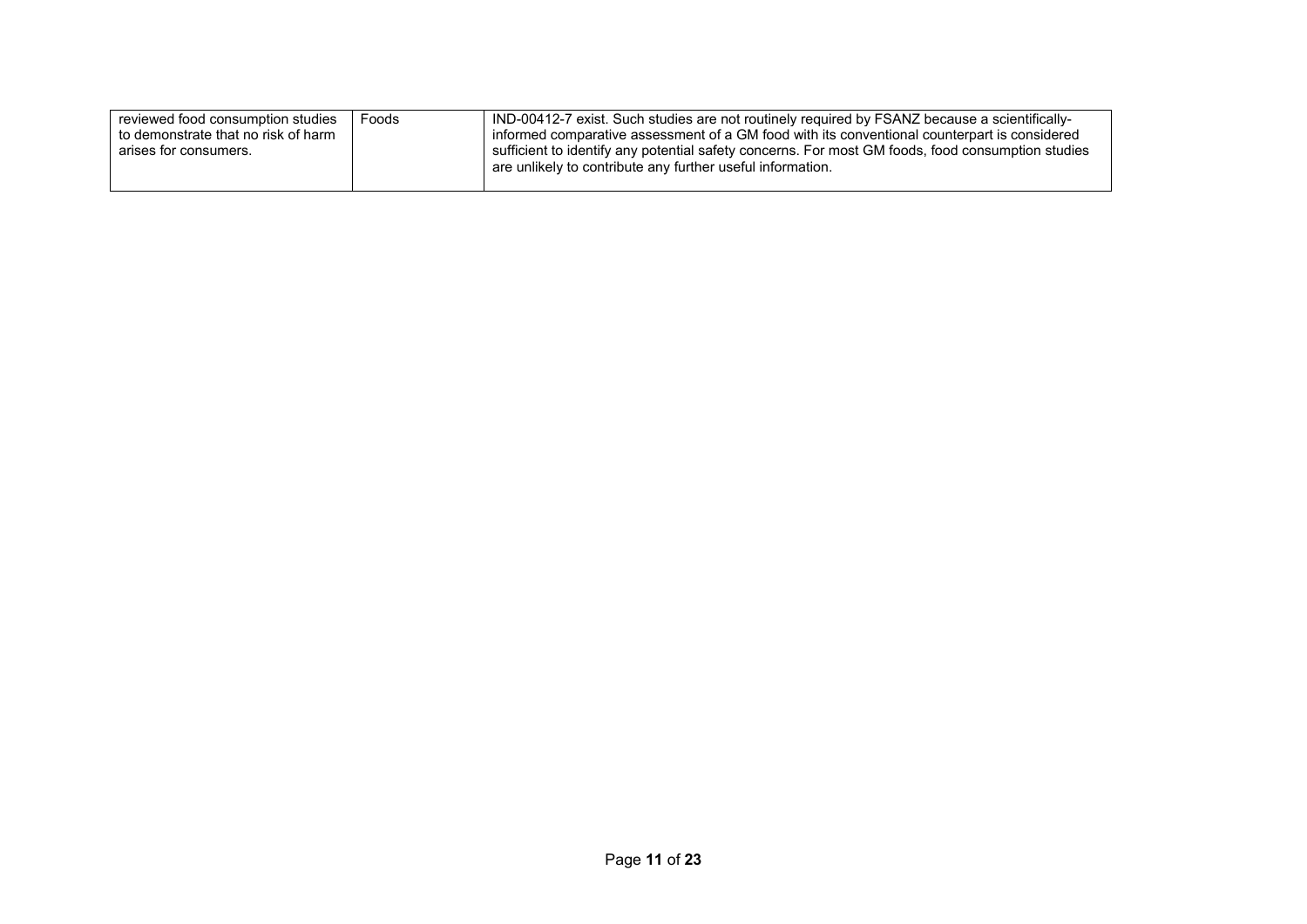| | | |
|---|---|---|
| reviewed food consumption studies to demonstrate that no risk of harm arises for consumers. | Foods | IND-00412-7 exist. Such studies are not routinely required by FSANZ because a scientifically-informed comparative assessment of a GM food with its conventional counterpart is considered sufficient to identify any potential safety concerns. For most GM foods, food consumption studies are unlikely to contribute any further useful information. |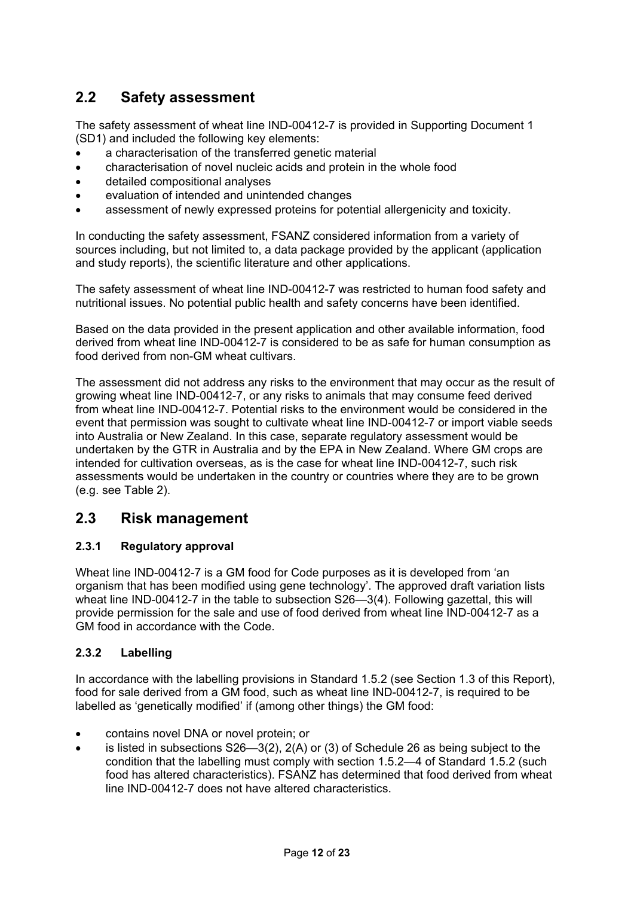## 2.2 Safety assessment

The safety assessment of wheat line IND-00412-7 is provided in Supporting Document 1 (SD1) and included the following key elements:

- a characterisation of the transferred genetic material
- characterisation of novel nucleic acids and protein in the whole food
- detailed compositional analyses
- evaluation of intended and unintended changes
- assessment of newly expressed proteins for potential allergenicity and toxicity.

In conducting the safety assessment, FSANZ considered information from a variety of sources including, but not limited to, a data package provided by the applicant (application and study reports), the scientific literature and other applications.

The safety assessment of wheat line IND-00412-7 was restricted to human food safety and nutritional issues. No potential public health and safety concerns have been identified.

Based on the data provided in the present application and other available information, food derived from wheat line IND-00412-7 is considered to be as safe for human consumption as food derived from non-GM wheat cultivars.

The assessment did not address any risks to the environment that may occur as the result of growing wheat line IND-00412-7, or any risks to animals that may consume feed derived from wheat line IND-00412-7. Potential risks to the environment would be considered in the event that permission was sought to cultivate wheat line IND-00412-7 or import viable seeds into Australia or New Zealand. In this case, separate regulatory assessment would be undertaken by the GTR in Australia and by the EPA in New Zealand. Where GM crops are intended for cultivation overseas, as is the case for wheat line IND-00412-7, such risk assessments would be undertaken in the country or countries where they are to be grown (e.g. see Table 2).

## 2.3 Risk management

### 2.3.1 Regulatory approval

Wheat line IND-00412-7 is a GM food for Code purposes as it is developed from 'an organism that has been modified using gene technology'. The approved draft variation lists wheat line IND-00412-7 in the table to subsection S26—3(4). Following gazettal, this will provide permission for the sale and use of food derived from wheat line IND-00412-7 as a GM food in accordance with the Code.

### 2.3.2 Labelling

In accordance with the labelling provisions in Standard 1.5.2 (see Section 1.3 of this Report), food for sale derived from a GM food, such as wheat line IND-00412-7, is required to be labelled as 'genetically modified' if (among other things) the GM food:

- contains novel DNA or novel protein; or
- is listed in subsections S26—3(2), 2(A) or (3) of Schedule 26 as being subject to the condition that the labelling must comply with section 1.5.2—4 of Standard 1.5.2 (such food has altered characteristics). FSANZ has determined that food derived from wheat line IND-00412-7 does not have altered characteristics.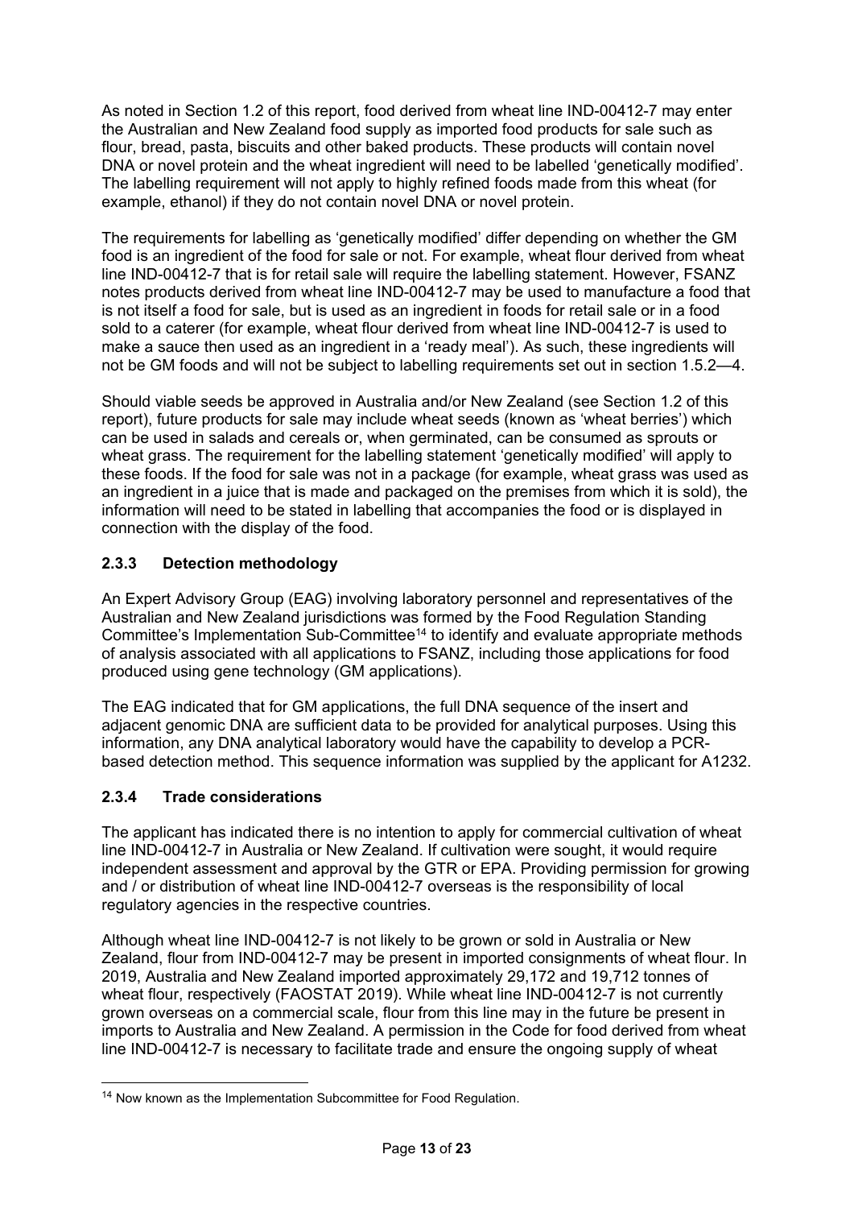As noted in Section 1.2 of this report, food derived from wheat line IND-00412-7 may enter the Australian and New Zealand food supply as imported food products for sale such as flour, bread, pasta, biscuits and other baked products. These products will contain novel DNA or novel protein and the wheat ingredient will need to be labelled 'genetically modified'. The labelling requirement will not apply to highly refined foods made from this wheat (for example, ethanol) if they do not contain novel DNA or novel protein.

The requirements for labelling as 'genetically modified' differ depending on whether the GM food is an ingredient of the food for sale or not. For example, wheat flour derived from wheat line IND-00412-7 that is for retail sale will require the labelling statement. However, FSANZ notes products derived from wheat line IND-00412-7 may be used to manufacture a food that is not itself a food for sale, but is used as an ingredient in foods for retail sale or in a food sold to a caterer (for example, wheat flour derived from wheat line IND-00412-7 is used to make a sauce then used as an ingredient in a 'ready meal'). As such, these ingredients will not be GM foods and will not be subject to labelling requirements set out in section 1.5.2—4.

Should viable seeds be approved in Australia and/or New Zealand (see Section 1.2 of this report), future products for sale may include wheat seeds (known as 'wheat berries') which can be used in salads and cereals or, when germinated, can be consumed as sprouts or wheat grass. The requirement for the labelling statement 'genetically modified' will apply to these foods. If the food for sale was not in a package (for example, wheat grass was used as an ingredient in a juice that is made and packaged on the premises from which it is sold), the information will need to be stated in labelling that accompanies the food or is displayed in connection with the display of the food.

### 2.3.3 Detection methodology

An Expert Advisory Group (EAG) involving laboratory personnel and representatives of the Australian and New Zealand jurisdictions was formed by the Food Regulation Standing Committee's Implementation Sub-Committee[14] to identify and evaluate appropriate methods of analysis associated with all applications to FSANZ, including those applications for food produced using gene technology (GM applications).

The EAG indicated that for GM applications, the full DNA sequence of the insert and adjacent genomic DNA are sufficient data to be provided for analytical purposes. Using this information, any DNA analytical laboratory would have the capability to develop a PCR-based detection method. This sequence information was supplied by the applicant for A1232.

### 2.3.4 Trade considerations

The applicant has indicated there is no intention to apply for commercial cultivation of wheat line IND-00412-7 in Australia or New Zealand. If cultivation were sought, it would require independent assessment and approval by the GTR or EPA. Providing permission for growing and / or distribution of wheat line IND-00412-7 overseas is the responsibility of local regulatory agencies in the respective countries.

Although wheat line IND-00412-7 is not likely to be grown or sold in Australia or New Zealand, flour from IND-00412-7 may be present in imported consignments of wheat flour. In 2019, Australia and New Zealand imported approximately 29,172 and 19,712 tonnes of wheat flour, respectively (FAOSTAT 2019). While wheat line IND-00412-7 is not currently grown overseas on a commercial scale, flour from this line may in the future be present in imports to Australia and New Zealand. A permission in the Code for food derived from wheat line IND-00412-7 is necessary to facilitate trade and ensure the ongoing supply of wheat

[14] Now known as the Implementation Subcommittee for Food Regulation.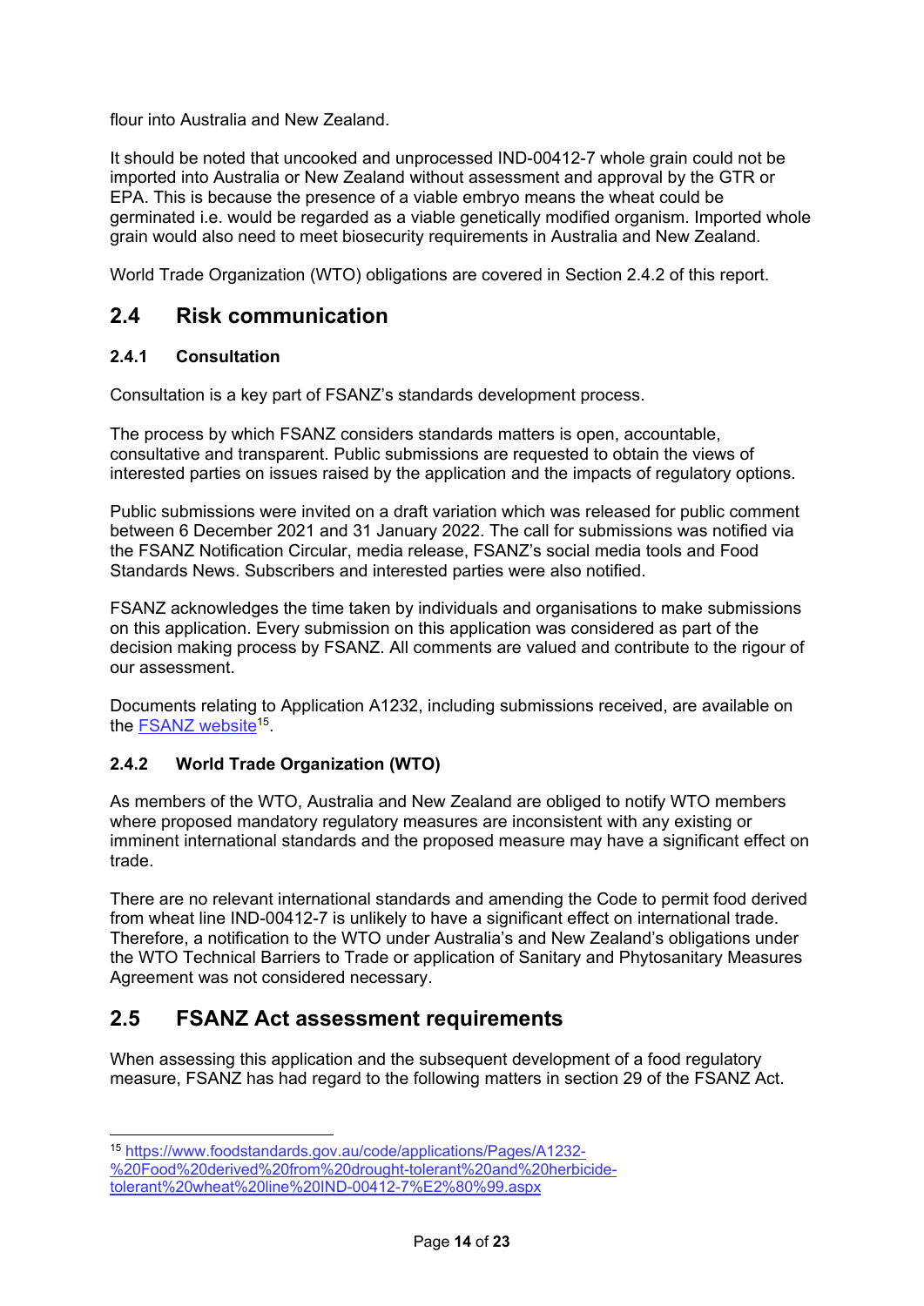flour into Australia and New Zealand.

It should be noted that uncooked and unprocessed IND-00412-7 whole grain could not be imported into Australia or New Zealand without assessment and approval by the GTR or EPA. This is because the presence of a viable embryo means the wheat could be germinated i.e. would be regarded as a viable genetically modified organism. Imported whole grain would also need to meet biosecurity requirements in Australia and New Zealand.

World Trade Organization (WTO) obligations are covered in Section 2.4.2 of this report.

## 2.4 Risk communication

### 2.4.1 Consultation

Consultation is a key part of FSANZ's standards development process.

The process by which FSANZ considers standards matters is open, accountable, consultative and transparent. Public submissions are requested to obtain the views of interested parties on issues raised by the application and the impacts of regulatory options.

Public submissions were invited on a draft variation which was released for public comment between 6 December 2021 and 31 January 2022. The call for submissions was notified via the FSANZ Notification Circular, media release, FSANZ's social media tools and Food Standards News. Subscribers and interested parties were also notified.

FSANZ acknowledges the time taken by individuals and organisations to make submissions on this application. Every submission on this application was considered as part of the decision making process by FSANZ. All comments are valued and contribute to the rigour of our assessment.

Documents relating to Application A1232, including submissions received, are available on the [FSANZ website](https://www.foodstandards.gov.au/code/applications/Pages/A1232-%20Food%20derived%20from%20drought-tolerant%20and%20herbicide-tolerant%20wheat%20line%20IND-00412-7%E2%80%99.aspx)[15].

### 2.4.2 World Trade Organization (WTO)

As members of the WTO, Australia and New Zealand are obliged to notify WTO members where proposed mandatory regulatory measures are inconsistent with any existing or imminent international standards and the proposed measure may have a significant effect on trade.

There are no relevant international standards and amending the Code to permit food derived from wheat line IND-00412-7 is unlikely to have a significant effect on international trade. Therefore, a notification to the WTO under Australia's and New Zealand's obligations under the WTO Technical Barriers to Trade or application of Sanitary and Phytosanitary Measures Agreement was not considered necessary.

## 2.5 FSANZ Act assessment requirements

When assessing this application and the subsequent development of a food regulatory measure, FSANZ has had regard to the following matters in section 29 of the FSANZ Act.

---

[15] https://www.foodstandards.gov.au/code/applications/Pages/A1232-%20Food%20derived%20from%20drought-tolerant%20and%20herbicide-tolerant%20wheat%20line%20IND-00412-7%E2%80%99.aspx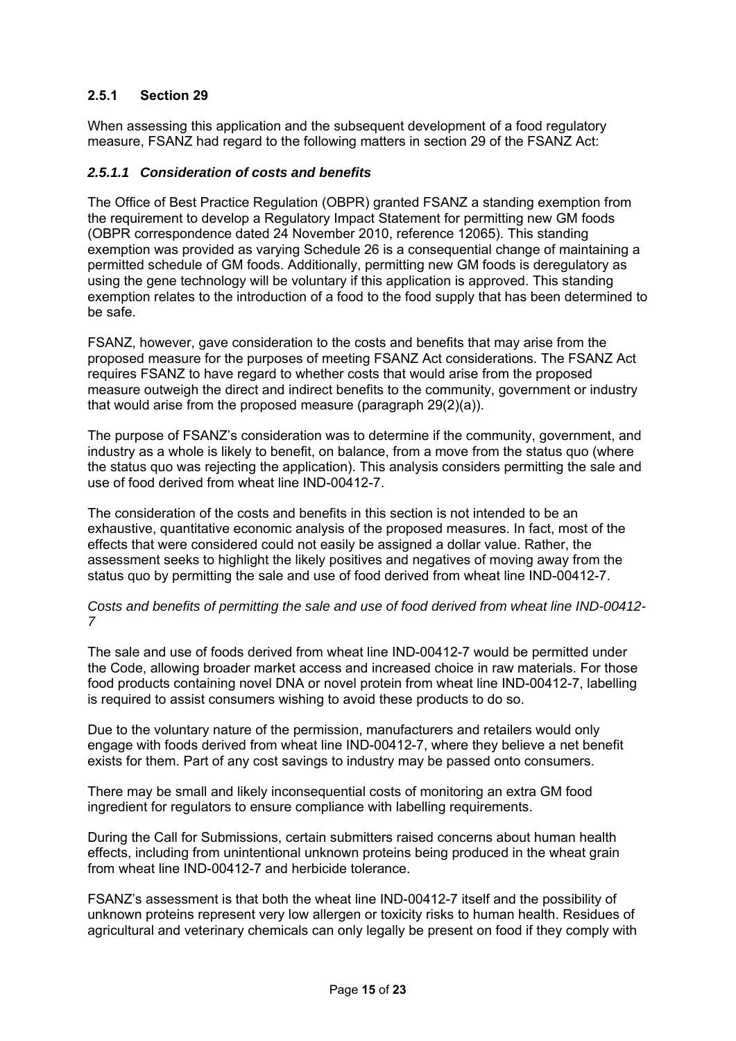#### 2.5.1 Section 29

When assessing this application and the subsequent development of a food regulatory measure, FSANZ had regard to the following matters in section 29 of the FSANZ Act:

##### *2.5.1.1 Consideration of costs and benefits*

The Office of Best Practice Regulation (OBPR) granted FSANZ a standing exemption from the requirement to develop a Regulatory Impact Statement for permitting new GM foods (OBPR correspondence dated 24 November 2010, reference 12065). This standing exemption was provided as varying Schedule 26 is a consequential change of maintaining a permitted schedule of GM foods. Additionally, permitting new GM foods is deregulatory as using the gene technology will be voluntary if this application is approved. This standing exemption relates to the introduction of a food to the food supply that has been determined to be safe.

FSANZ, however, gave consideration to the costs and benefits that may arise from the proposed measure for the purposes of meeting FSANZ Act considerations. The FSANZ Act requires FSANZ to have regard to whether costs that would arise from the proposed measure outweigh the direct and indirect benefits to the community, government or industry that would arise from the proposed measure (paragraph 29(2)(a)).

The purpose of FSANZ's consideration was to determine if the community, government, and industry as a whole is likely to benefit, on balance, from a move from the status quo (where the status quo was rejecting the application). This analysis considers permitting the sale and use of food derived from wheat line IND-00412-7.

The consideration of the costs and benefits in this section is not intended to be an exhaustive, quantitative economic analysis of the proposed measures. In fact, most of the effects that were considered could not easily be assigned a dollar value. Rather, the assessment seeks to highlight the likely positives and negatives of moving away from the status quo by permitting the sale and use of food derived from wheat line IND-00412-7.

*Costs and benefits of permitting the sale and use of food derived from wheat line IND-00412-7*

The sale and use of foods derived from wheat line IND-00412-7 would be permitted under the Code, allowing broader market access and increased choice in raw materials. For those food products containing novel DNA or novel protein from wheat line IND-00412-7, labelling is required to assist consumers wishing to avoid these products to do so.

Due to the voluntary nature of the permission, manufacturers and retailers would only engage with foods derived from wheat line IND-00412-7, where they believe a net benefit exists for them. Part of any cost savings to industry may be passed onto consumers.

There may be small and likely inconsequential costs of monitoring an extra GM food ingredient for regulators to ensure compliance with labelling requirements.

During the Call for Submissions, certain submitters raised concerns about human health effects, including from unintentional unknown proteins being produced in the wheat grain from wheat line IND-00412-7 and herbicide tolerance.

FSANZ's assessment is that both the wheat line IND-00412-7 itself and the possibility of unknown proteins represent very low allergen or toxicity risks to human health. Residues of agricultural and veterinary chemicals can only legally be present on food if they comply with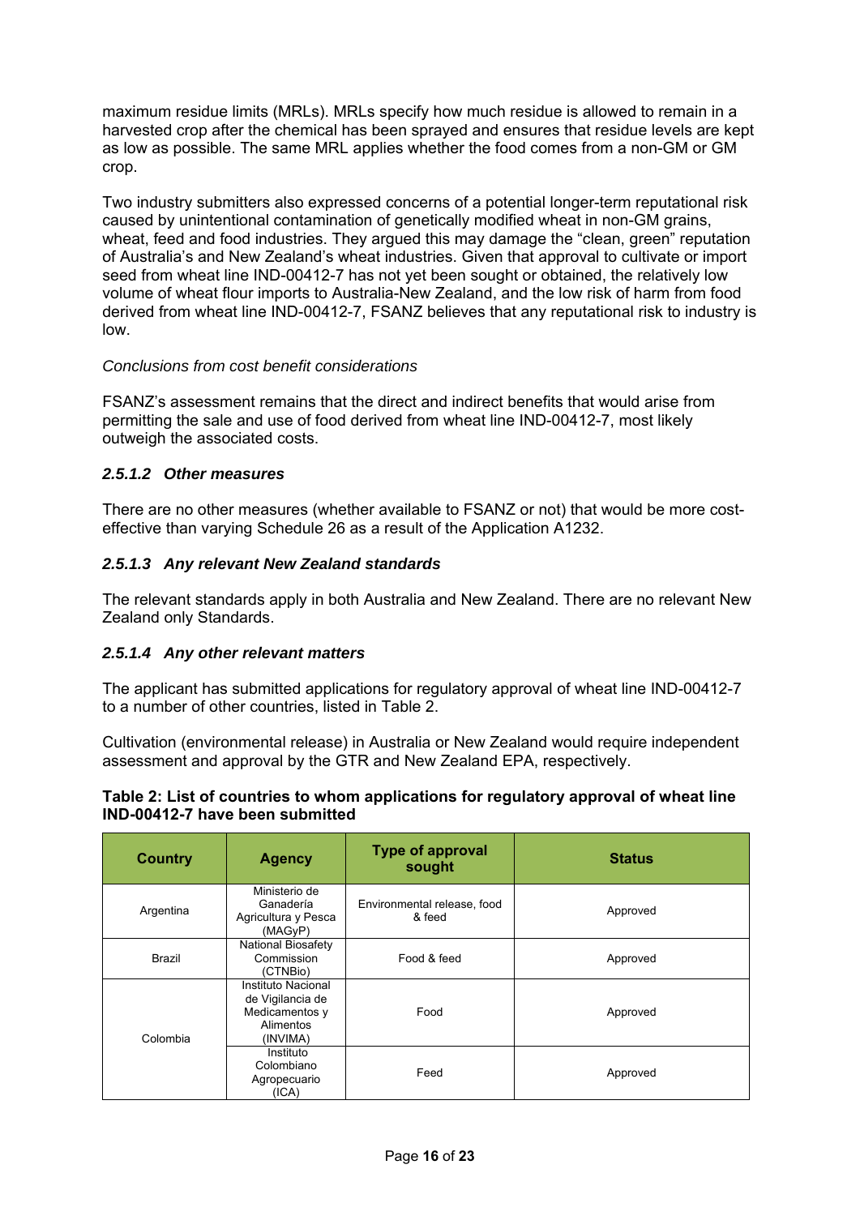maximum residue limits (MRLs). MRLs specify how much residue is allowed to remain in a harvested crop after the chemical has been sprayed and ensures that residue levels are kept as low as possible. The same MRL applies whether the food comes from a non-GM or GM crop.

Two industry submitters also expressed concerns of a potential longer-term reputational risk caused by unintentional contamination of genetically modified wheat in non-GM grains, wheat, feed and food industries. They argued this may damage the "clean, green" reputation of Australia's and New Zealand's wheat industries. Given that approval to cultivate or import seed from wheat line IND-00412-7 has not yet been sought or obtained, the relatively low volume of wheat flour imports to Australia-New Zealand, and the low risk of harm from food derived from wheat line IND-00412-7, FSANZ believes that any reputational risk to industry is low.

*Conclusions from cost benefit considerations*

FSANZ's assessment remains that the direct and indirect benefits that would arise from permitting the sale and use of food derived from wheat line IND-00412-7, most likely outweigh the associated costs.

#### *2.5.1.2 Other measures*

There are no other measures (whether available to FSANZ or not) that would be more cost-effective than varying Schedule 26 as a result of the Application A1232.

#### *2.5.1.3 Any relevant New Zealand standards*

The relevant standards apply in both Australia and New Zealand. There are no relevant New Zealand only Standards.

#### *2.5.1.4 Any other relevant matters*

The applicant has submitted applications for regulatory approval of wheat line IND-00412-7 to a number of other countries, listed in Table 2.

Cultivation (environmental release) in Australia or New Zealand would require independent assessment and approval by the GTR and New Zealand EPA, respectively.

**Table 2: List of countries to whom applications for regulatory approval of wheat line IND-00412-7 have been submitted**

| Country | Agency | Type of approval sought | Status |
| --- | --- | --- | --- |
| Argentina | Ministerio de Ganadería Agricultura y Pesca (MAGyP) | Environmental release, food & feed | Approved |
| Brazil | National Biosafety Commission (CTNBio) | Food & feed | Approved |
| Colombia | Instituto Nacional de Vigilancia de Medicamentos y Alimentos (INVIMA) | Food | Approved |
| | Instituto Colombiano Agropecuario (ICA) | Feed | Approved |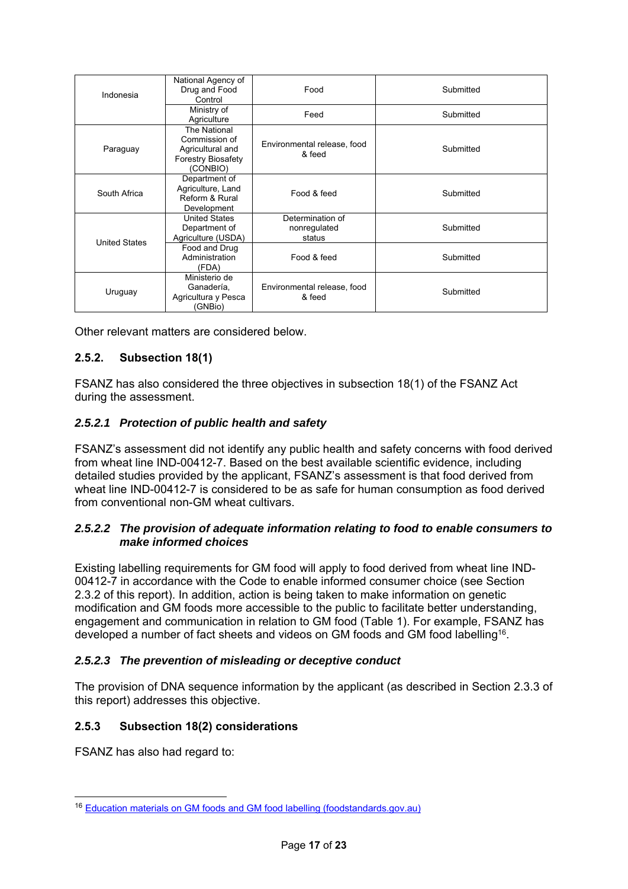| Country | Agency | Scope | Status |
|---|---|---|---|
| Indonesia | National Agency of Drug and Food Control | Food | Submitted |
| | Ministry of Agriculture | Feed | Submitted |
| Paraguay | The National Commission of Agricultural and Forestry Biosafety (CONBIO) | Environmental release, food & feed | Submitted |
| South Africa | Department of Agriculture, Land Reform & Rural Development | Food & feed | Submitted |
| United States | United States Department of Agriculture (USDA) | Determination of nonregulated status | Submitted |
| | Food and Drug Administration (FDA) | Food & feed | Submitted |
| Uruguay | Ministerio de Ganadería, Agricultura y Pesca (GNBio) | Environmental release, food & feed | Submitted |

Other relevant matters are considered below.

### 2.5.2. Subsection 18(1)

FSANZ has also considered the three objectives in subsection 18(1) of the FSANZ Act during the assessment.

#### *2.5.2.1 Protection of public health and safety*

FSANZ's assessment did not identify any public health and safety concerns with food derived from wheat line IND-00412-7. Based on the best available scientific evidence, including detailed studies provided by the applicant, FSANZ's assessment is that food derived from wheat line IND-00412-7 is considered to be as safe for human consumption as food derived from conventional non-GM wheat cultivars.

#### *2.5.2.2 The provision of adequate information relating to food to enable consumers to make informed choices*

Existing labelling requirements for GM food will apply to food derived from wheat line IND-00412-7 in accordance with the Code to enable informed consumer choice (see Section 2.3.2 of this report). In addition, action is being taken to make information on genetic modification and GM foods more accessible to the public to facilitate better understanding, engagement and communication in relation to GM food (Table 1). For example, FSANZ has developed a number of fact sheets and videos on GM foods and GM food labelling[16].

#### *2.5.2.3 The prevention of misleading or deceptive conduct*

The provision of DNA sequence information by the applicant (as described in Section 2.3.3 of this report) addresses this objective.

### 2.5.3 Subsection 18(2) considerations

FSANZ has also had regard to:

---

[16] Education materials on GM foods and GM food labelling (foodstandards.gov.au)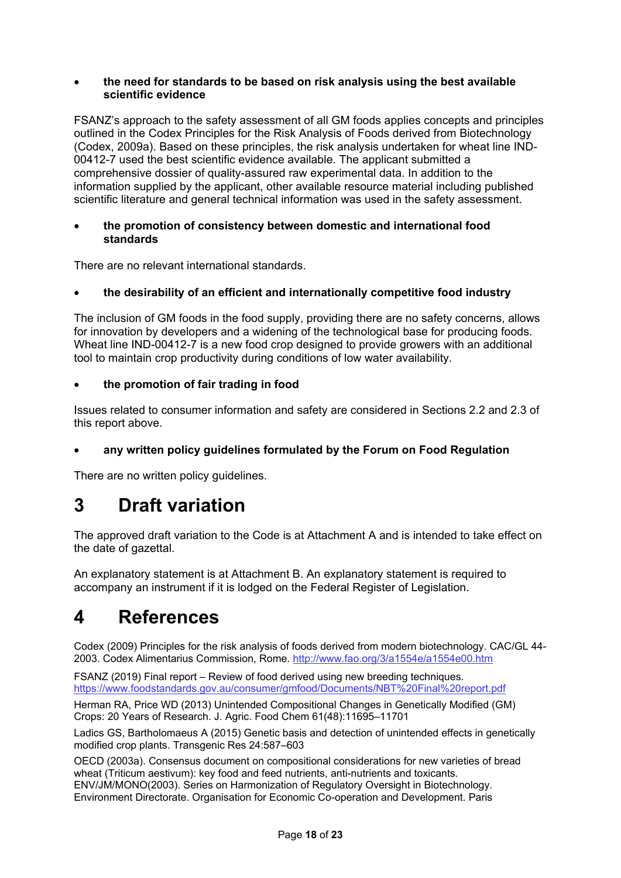- **the need for standards to be based on risk analysis using the best available scientific evidence**

FSANZ's approach to the safety assessment of all GM foods applies concepts and principles outlined in the Codex Principles for the Risk Analysis of Foods derived from Biotechnology (Codex, 2009a). Based on these principles, the risk analysis undertaken for wheat line IND-00412-7 used the best scientific evidence available. The applicant submitted a comprehensive dossier of quality-assured raw experimental data. In addition to the information supplied by the applicant, other available resource material including published scientific literature and general technical information was used in the safety assessment.

- **the promotion of consistency between domestic and international food standards**

There are no relevant international standards.

- **the desirability of an efficient and internationally competitive food industry**

The inclusion of GM foods in the food supply, providing there are no safety concerns, allows for innovation by developers and a widening of the technological base for producing foods. Wheat line IND-00412-7 is a new food crop designed to provide growers with an additional tool to maintain crop productivity during conditions of low water availability.

- **the promotion of fair trading in food**

Issues related to consumer information and safety are considered in Sections 2.2 and 2.3 of this report above.

- **any written policy guidelines formulated by the Forum on Food Regulation**

There are no written policy guidelines.

# 3 Draft variation

The approved draft variation to the Code is at Attachment A and is intended to take effect on the date of gazettal.

An explanatory statement is at Attachment B. An explanatory statement is required to accompany an instrument if it is lodged on the Federal Register of Legislation.

# 4 References

Codex (2009) Principles for the risk analysis of foods derived from modern biotechnology. CAC/GL 44-2003. Codex Alimentarius Commission, Rome. http://www.fao.org/3/a1554e/a1554e00.htm

FSANZ (2019) Final report – Review of food derived using new breeding techniques. https://www.foodstandards.gov.au/consumer/gmfood/Documents/NBT%20Final%20report.pdf

Herman RA, Price WD (2013) Unintended Compositional Changes in Genetically Modified (GM) Crops: 20 Years of Research. J. Agric. Food Chem 61(48):11695–11701

Ladics GS, Bartholomaeus A (2015) Genetic basis and detection of unintended effects in genetically modified crop plants. Transgenic Res 24:587–603

OECD (2003a). Consensus document on compositional considerations for new varieties of bread wheat (Triticum aestivum): key food and feed nutrients, anti-nutrients and toxicants. ENV/JM/MONO(2003). Series on Harmonization of Regulatory Oversight in Biotechnology. Environment Directorate. Organisation for Economic Co-operation and Development. Paris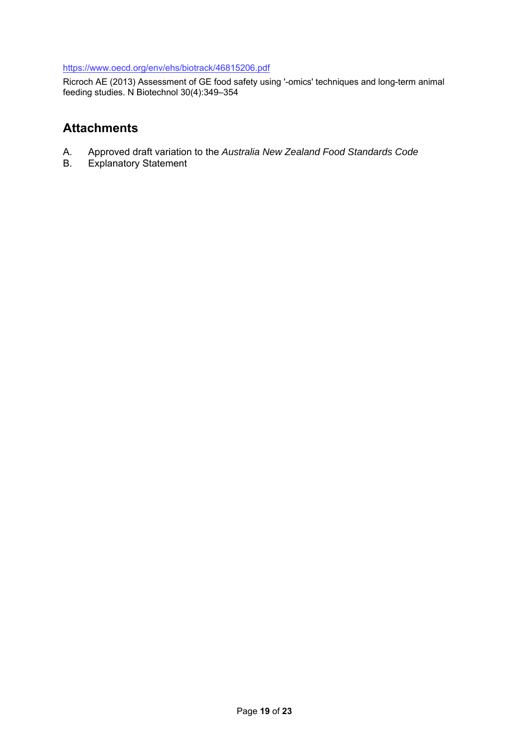https://www.oecd.org/env/ehs/biotrack/46815206.pdf

Ricroch AE (2013) Assessment of GE food safety using '-omics' techniques and long-term animal feeding studies. N Biotechnol 30(4):349–354

## Attachments

A. Approved draft variation to the *Australia New Zealand Food Standards Code*
B. Explanatory Statement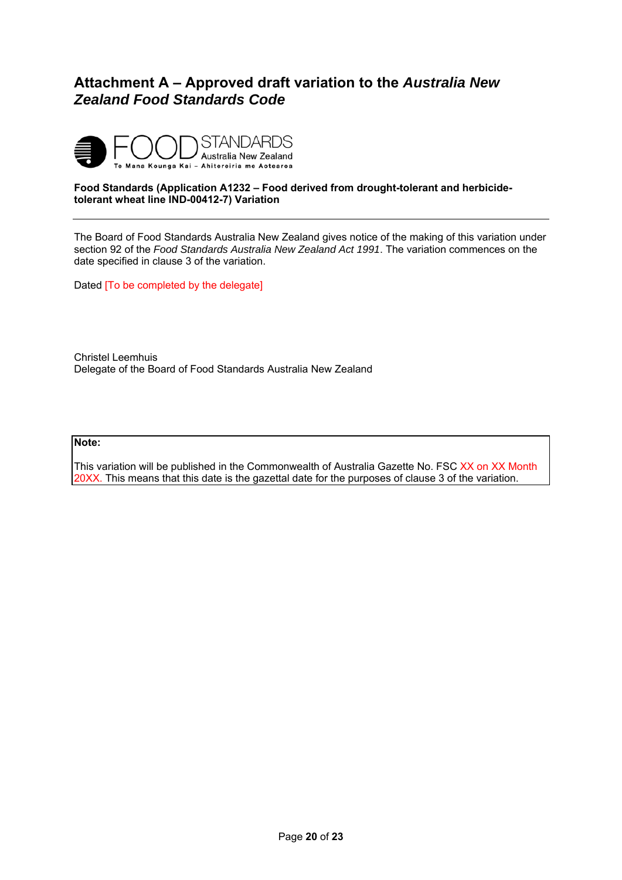# Attachment A – Approved draft variation to the *Australia New Zealand Food Standards Code*

FOOD STANDARDS Australia New Zealand
Te Mana Kounga Kai – Ahitereiria me Aotearoa

**Food Standards (Application A1232 – Food derived from drought-tolerant and herbicide-tolerant wheat line IND-00412-7) Variation**

---

The Board of Food Standards Australia New Zealand gives notice of the making of this variation under section 92 of the *Food Standards Australia New Zealand Act 1991*. The variation commences on the date specified in clause 3 of the variation.

Dated [To be completed by the delegate]

Christel Leemhuis
Delegate of the Board of Food Standards Australia New Zealand

**Note:**

This variation will be published in the Commonwealth of Australia Gazette No. FSC XX on XX Month 20XX. This means that this date is the gazettal date for the purposes of clause 3 of the variation.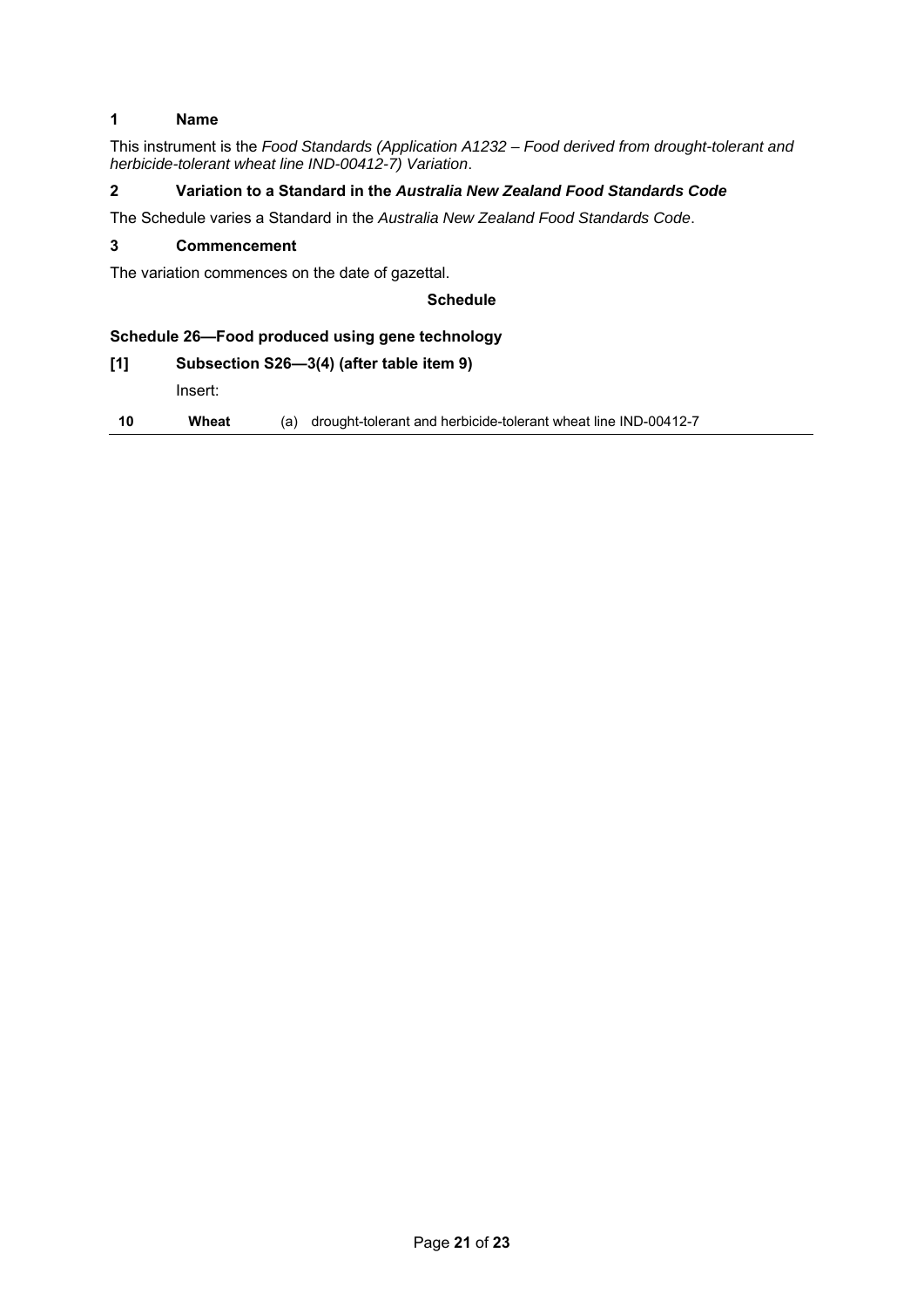### 1 Name

This instrument is the *Food Standards (Application A1232 – Food derived from drought-tolerant and herbicide-tolerant wheat line IND-00412-7) Variation*.

### 2 Variation to a Standard in the *Australia New Zealand Food Standards Code*

The Schedule varies a Standard in the *Australia New Zealand Food Standards Code*.

### 3 Commencement

The variation commences on the date of gazettal.

**Schedule**

**Schedule 26—Food produced using gene technology**

**[1] Subsection S26—3(4) (after table item 9)**

Insert:

| | | |
|---|---|---|
| **10** | **Wheat** | (a) drought-tolerant and herbicide-tolerant wheat line IND-00412-7 |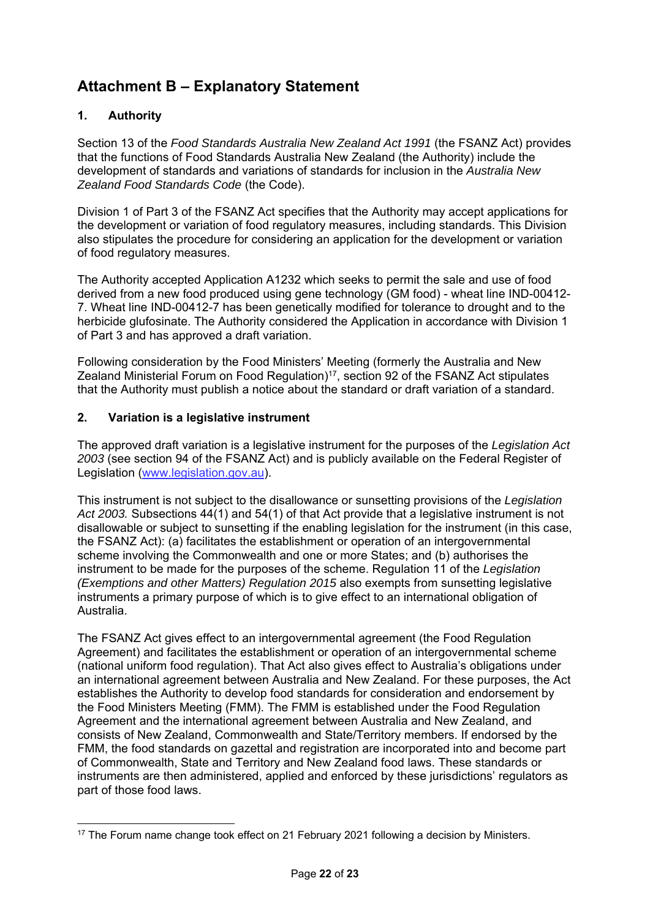# Attachment B – Explanatory Statement

## 1. Authority

Section 13 of the *Food Standards Australia New Zealand Act 1991* (the FSANZ Act) provides that the functions of Food Standards Australia New Zealand (the Authority) include the development of standards and variations of standards for inclusion in the *Australia New Zealand Food Standards Code* (the Code).

Division 1 of Part 3 of the FSANZ Act specifies that the Authority may accept applications for the development or variation of food regulatory measures, including standards. This Division also stipulates the procedure for considering an application for the development or variation of food regulatory measures.

The Authority accepted Application A1232 which seeks to permit the sale and use of food derived from a new food produced using gene technology (GM food) - wheat line IND-00412-7. Wheat line IND-00412-7 has been genetically modified for tolerance to drought and to the herbicide glufosinate. The Authority considered the Application in accordance with Division 1 of Part 3 and has approved a draft variation.

Following consideration by the Food Ministers' Meeting (formerly the Australia and New Zealand Ministerial Forum on Food Regulation)[17], section 92 of the FSANZ Act stipulates that the Authority must publish a notice about the standard or draft variation of a standard.

## 2. Variation is a legislative instrument

The approved draft variation is a legislative instrument for the purposes of the *Legislation Act 2003* (see section 94 of the FSANZ Act) and is publicly available on the Federal Register of Legislation (www.legislation.gov.au).

This instrument is not subject to the disallowance or sunsetting provisions of the *Legislation Act 2003.* Subsections 44(1) and 54(1) of that Act provide that a legislative instrument is not disallowable or subject to sunsetting if the enabling legislation for the instrument (in this case, the FSANZ Act): (a) facilitates the establishment or operation of an intergovernmental scheme involving the Commonwealth and one or more States; and (b) authorises the instrument to be made for the purposes of the scheme. Regulation 11 of the *Legislation (Exemptions and other Matters) Regulation 2015* also exempts from sunsetting legislative instruments a primary purpose of which is to give effect to an international obligation of Australia.

The FSANZ Act gives effect to an intergovernmental agreement (the Food Regulation Agreement) and facilitates the establishment or operation of an intergovernmental scheme (national uniform food regulation). That Act also gives effect to Australia's obligations under an international agreement between Australia and New Zealand. For these purposes, the Act establishes the Authority to develop food standards for consideration and endorsement by the Food Ministers Meeting (FMM). The FMM is established under the Food Regulation Agreement and the international agreement between Australia and New Zealand, and consists of New Zealand, Commonwealth and State/Territory members. If endorsed by the FMM, the food standards on gazettal and registration are incorporated into and become part of Commonwealth, State and Territory and New Zealand food laws. These standards or instruments are then administered, applied and enforced by these jurisdictions' regulators as part of those food laws.

---

[17] The Forum name change took effect on 21 February 2021 following a decision by Ministers.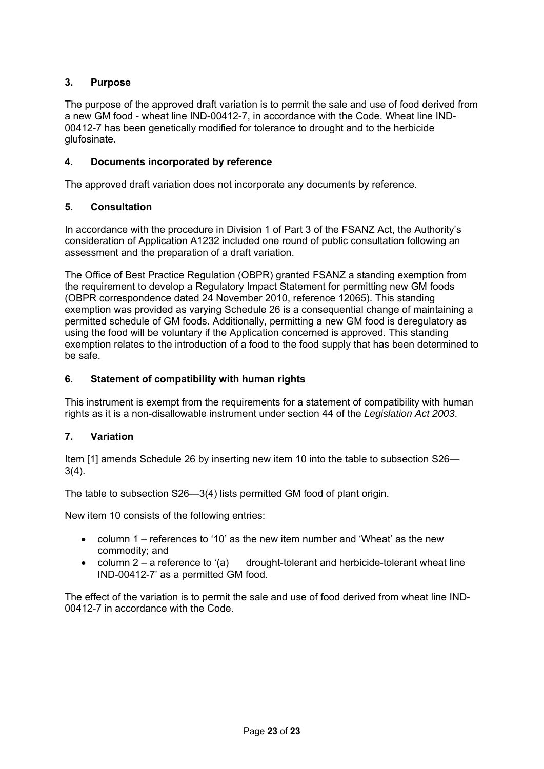### 3. Purpose

The purpose of the approved draft variation is to permit the sale and use of food derived from a new GM food - wheat line IND-00412-7, in accordance with the Code. Wheat line IND-00412-7 has been genetically modified for tolerance to drought and to the herbicide glufosinate.

### 4. Documents incorporated by reference

The approved draft variation does not incorporate any documents by reference.

### 5. Consultation

In accordance with the procedure in Division 1 of Part 3 of the FSANZ Act, the Authority's consideration of Application A1232 included one round of public consultation following an assessment and the preparation of a draft variation.

The Office of Best Practice Regulation (OBPR) granted FSANZ a standing exemption from the requirement to develop a Regulatory Impact Statement for permitting new GM foods (OBPR correspondence dated 24 November 2010, reference 12065). This standing exemption was provided as varying Schedule 26 is a consequential change of maintaining a permitted schedule of GM foods. Additionally, permitting a new GM food is deregulatory as using the food will be voluntary if the Application concerned is approved. This standing exemption relates to the introduction of a food to the food supply that has been determined to be safe.

### 6. Statement of compatibility with human rights

This instrument is exempt from the requirements for a statement of compatibility with human rights as it is a non-disallowable instrument under section 44 of the *Legislation Act 2003*.

### 7. Variation

Item [1] amends Schedule 26 by inserting new item 10 into the table to subsection S26—3(4).

The table to subsection S26—3(4) lists permitted GM food of plant origin.

New item 10 consists of the following entries:

- column 1 – references to '10' as the new item number and 'Wheat' as the new commodity; and
- column 2 – a reference to '(a) drought-tolerant and herbicide-tolerant wheat line IND-00412-7' as a permitted GM food.

The effect of the variation is to permit the sale and use of food derived from wheat line IND-00412-7 in accordance with the Code.